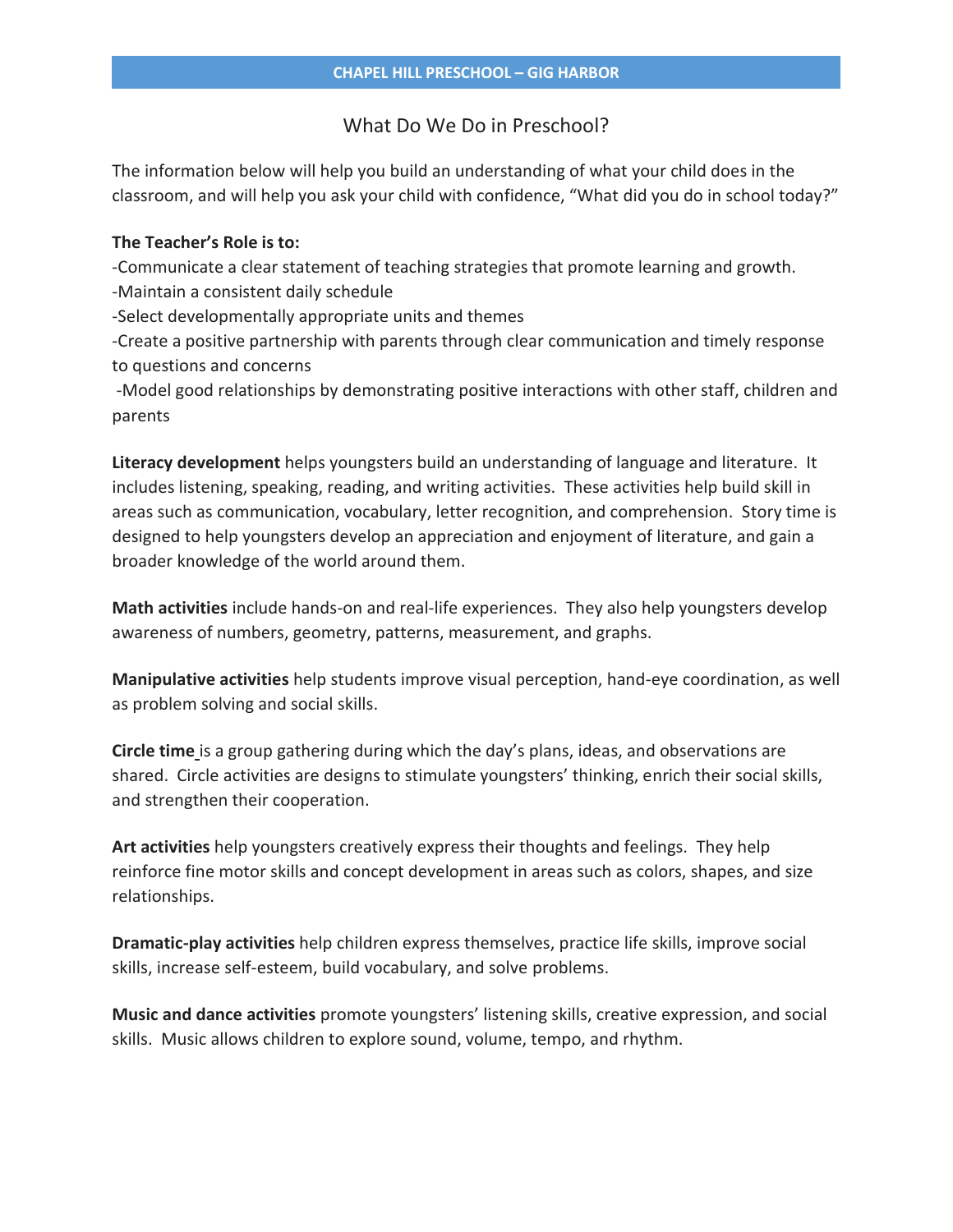# CHAPEL HILL PRESCHOOL – GIG HARBOR

## What Do We Do in Preschool?

The information below will help you build an understanding of what your child does in the classroom, and will help you ask your child with confidence, "What did you do in school today?"

**The Teacher's Role is to:**

-Communicate a clear statement of teaching strategies that promote learning and growth.
-Maintain a consistent daily schedule
-Select developmentally appropriate units and themes
-Create a positive partnership with parents through clear communication and timely response to questions and concerns
-Model good relationships by demonstrating positive interactions with other staff, children and parents

**Literacy development** helps youngsters build an understanding of language and literature. It includes listening, speaking, reading, and writing activities. These activities help build skill in areas such as communication, vocabulary, letter recognition, and comprehension. Story time is designed to help youngsters develop an appreciation and enjoyment of literature, and gain a broader knowledge of the world around them.

**Math activities** include hands-on and real-life experiences. They also help youngsters develop awareness of numbers, geometry, patterns, measurement, and graphs.

**Manipulative activities** help students improve visual perception, hand-eye coordination, as well as problem solving and social skills.

**Circle time** is a group gathering during which the day's plans, ideas, and observations are shared. Circle activities are designs to stimulate youngsters' thinking, enrich their social skills, and strengthen their cooperation.

**Art activities** help youngsters creatively express their thoughts and feelings. They help reinforce fine motor skills and concept development in areas such as colors, shapes, and size relationships.

**Dramatic-play activities** help children express themselves, practice life skills, improve social skills, increase self-esteem, build vocabulary, and solve problems.

**Music and dance activities** promote youngsters' listening skills, creative expression, and social skills. Music allows children to explore sound, volume, tempo, and rhythm.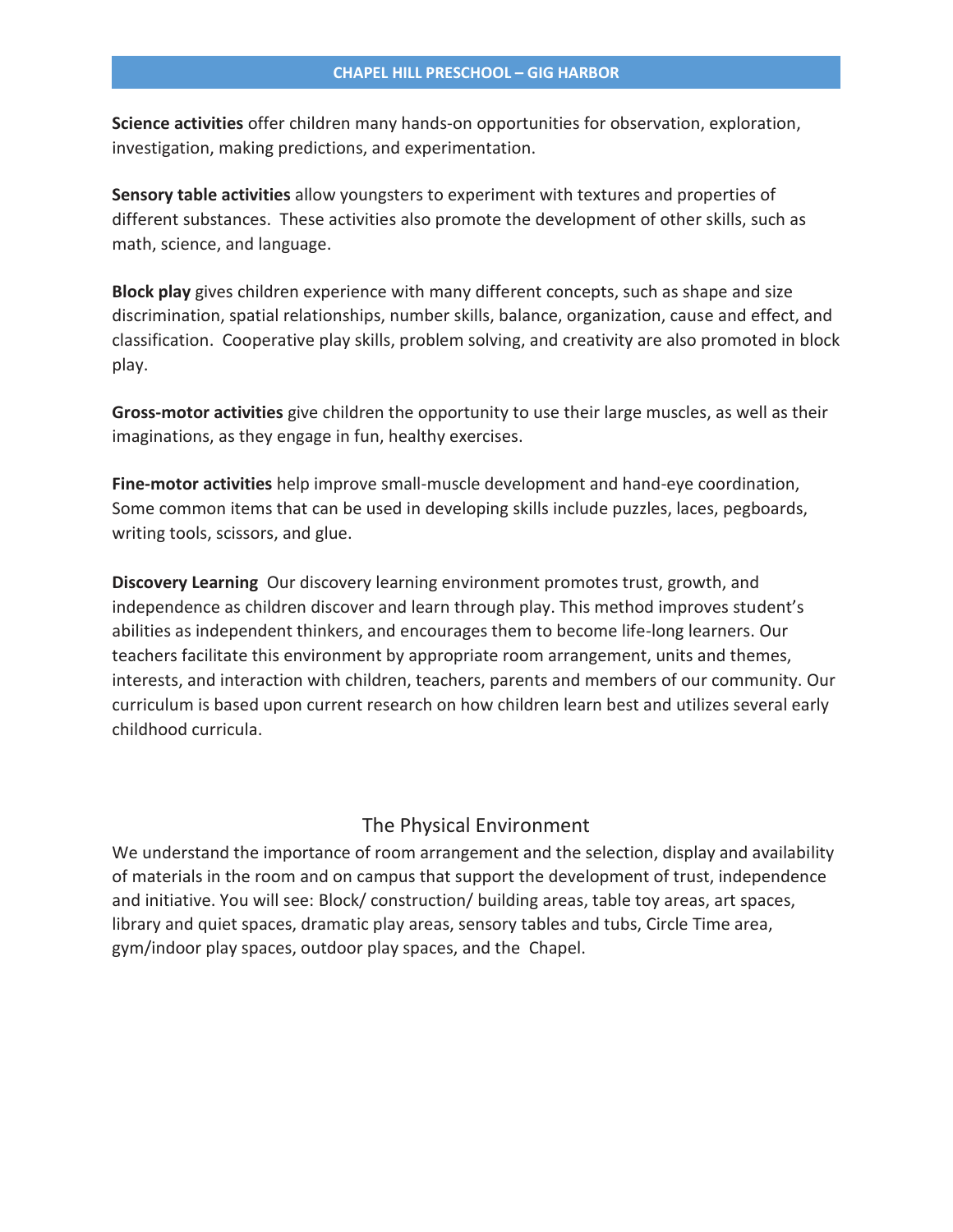**Science activities** offer children many hands-on opportunities for observation, exploration, investigation, making predictions, and experimentation.

**Sensory table activities** allow youngsters to experiment with textures and properties of different substances. These activities also promote the development of other skills, such as math, science, and language.

**Block play** gives children experience with many different concepts, such as shape and size discrimination, spatial relationships, number skills, balance, organization, cause and effect, and classification. Cooperative play skills, problem solving, and creativity are also promoted in block play.

**Gross-motor activities** give children the opportunity to use their large muscles, as well as their imaginations, as they engage in fun, healthy exercises.

**Fine-motor activities** help improve small-muscle development and hand-eye coordination, Some common items that can be used in developing skills include puzzles, laces, pegboards, writing tools, scissors, and glue.

**Discovery Learning** Our discovery learning environment promotes trust, growth, and independence as children discover and learn through play. This method improves student's abilities as independent thinkers, and encourages them to become life-long learners. Our teachers facilitate this environment by appropriate room arrangement, units and themes, interests, and interaction with children, teachers, parents and members of our community. Our curriculum is based upon current research on how children learn best and utilizes several early childhood curricula.

## The Physical Environment

We understand the importance of room arrangement and the selection, display and availability of materials in the room and on campus that support the development of trust, independence and initiative. You will see: Block/ construction/ building areas, table toy areas, art spaces, library and quiet spaces, dramatic play areas, sensory tables and tubs, Circle Time area, gym/indoor play spaces, outdoor play spaces, and the Chapel.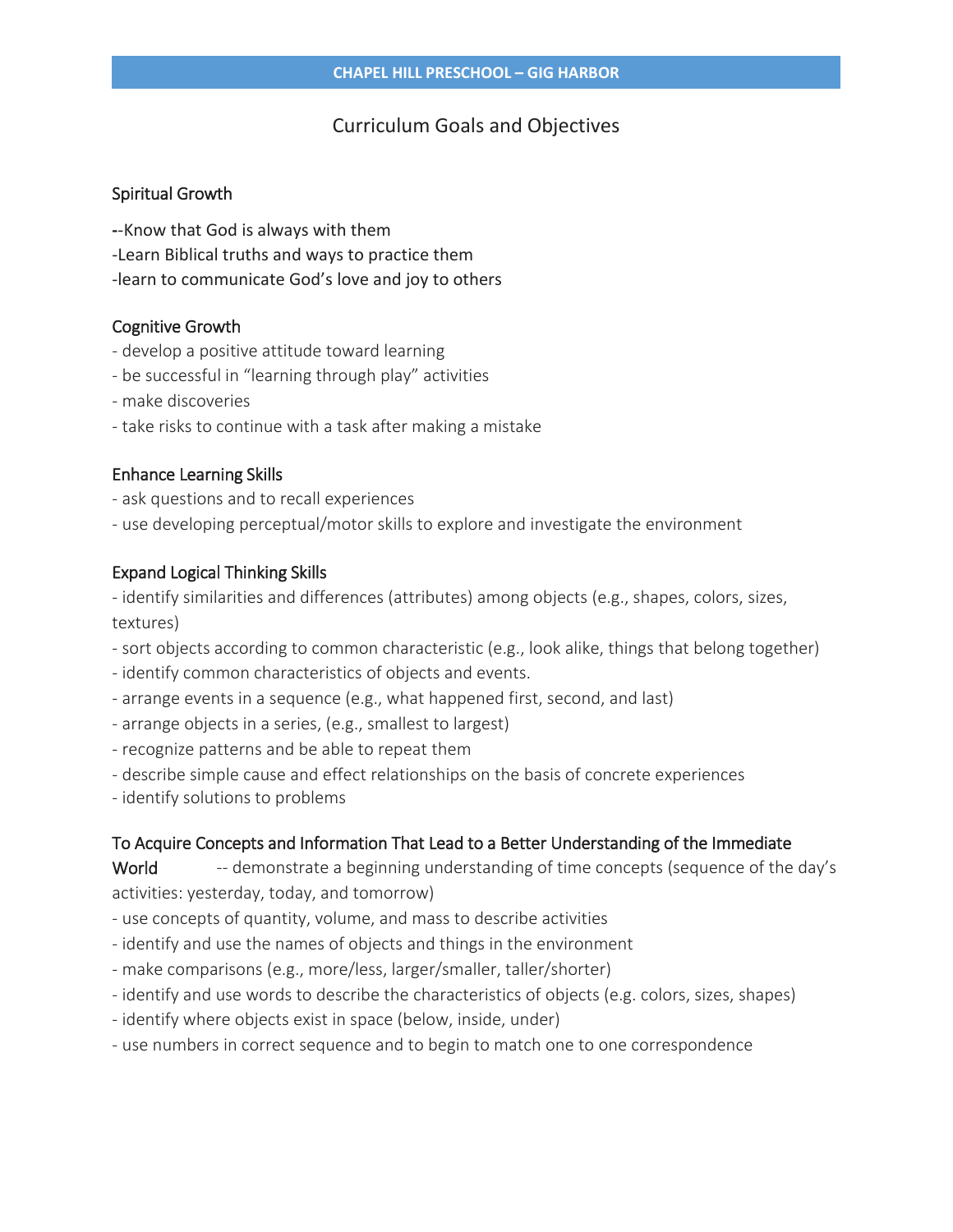# Curriculum Goals and Objectives

## Spiritual Growth

--Know that God is always with them
-Learn Biblical truths and ways to practice them
-learn to communicate God's love and joy to others

## Cognitive Growth

- develop a positive attitude toward learning
- be successful in "learning through play" activities
- make discoveries
- take risks to continue with a task after making a mistake

## Enhance Learning Skills

- ask questions and to recall experiences
- use developing perceptual/motor skills to explore and investigate the environment

## Expand Logical Thinking Skills

- identify similarities and differences (attributes) among objects (e.g., shapes, colors, sizes, textures)
- sort objects according to common characteristic (e.g., look alike, things that belong together)
- identify common characteristics of objects and events.
- arrange events in a sequence (e.g., what happened first, second, and last)
- arrange objects in a series, (e.g., smallest to largest)
- recognize patterns and be able to repeat them
- describe simple cause and effect relationships on the basis of concrete experiences
- identify solutions to problems

## To Acquire Concepts and Information That Lead to a Better Understanding of the Immediate World

-- demonstrate a beginning understanding of time concepts (sequence of the day's activities: yesterday, today, and tomorrow)
- use concepts of quantity, volume, and mass to describe activities
- identify and use the names of objects and things in the environment
- make comparisons (e.g., more/less, larger/smaller, taller/shorter)
- identify and use words to describe the characteristics of objects (e.g. colors, sizes, shapes)
- identify where objects exist in space (below, inside, under)
- use numbers in correct sequence and to begin to match one to one correspondence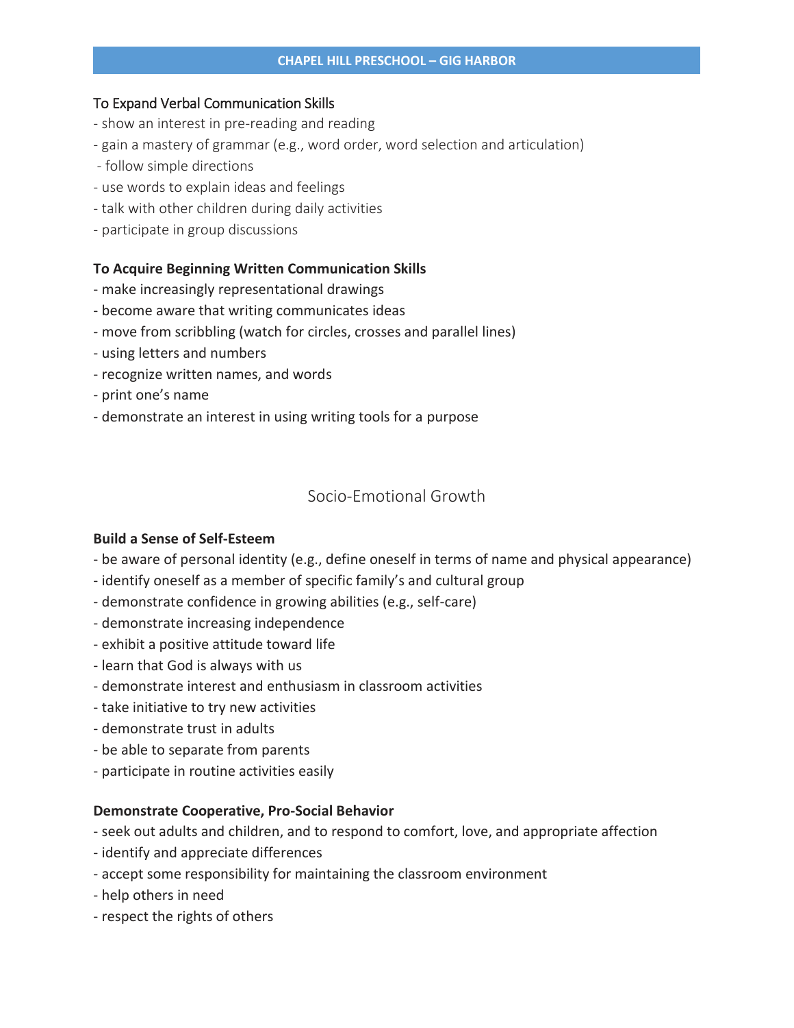To Expand Verbal Communication Skills

- show an interest in pre-reading and reading
- gain a mastery of grammar (e.g., word order, word selection and articulation)
- follow simple directions
- use words to explain ideas and feelings
- talk with other children during daily activities
- participate in group discussions

**To Acquire Beginning Written Communication Skills**

- make increasingly representational drawings
- become aware that writing communicates ideas
- move from scribbling (watch for circles, crosses and parallel lines)
- using letters and numbers
- recognize written names, and words
- print one's name
- demonstrate an interest in using writing tools for a purpose

## Socio-Emotional Growth

**Build a Sense of Self-Esteem**

- be aware of personal identity (e.g., define oneself in terms of name and physical appearance)
- identify oneself as a member of specific family's and cultural group
- demonstrate confidence in growing abilities (e.g., self-care)
- demonstrate increasing independence
- exhibit a positive attitude toward life
- learn that God is always with us
- demonstrate interest and enthusiasm in classroom activities
- take initiative to try new activities
- demonstrate trust in adults
- be able to separate from parents
- participate in routine activities easily

**Demonstrate Cooperative, Pro-Social Behavior**

- seek out adults and children, and to respond to comfort, love, and appropriate affection
- identify and appreciate differences
- accept some responsibility for maintaining the classroom environment
- help others in need
- respect the rights of others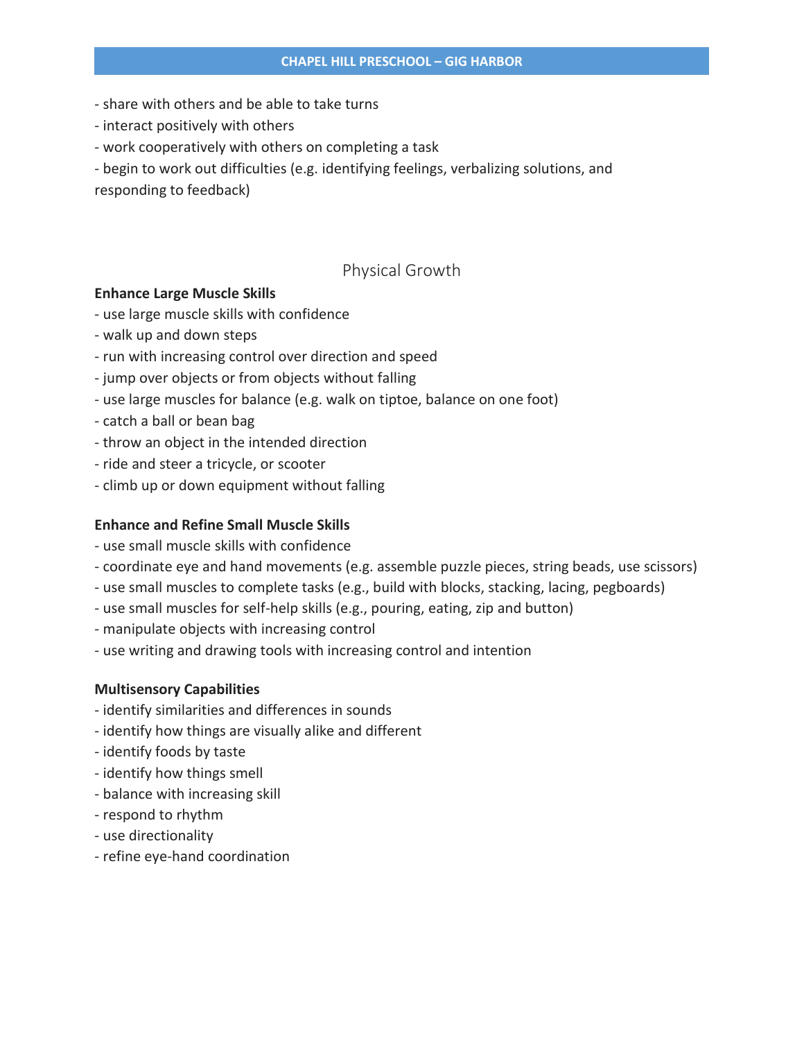- share with others and be able to take turns
- interact positively with others
- work cooperatively with others on completing a task
- begin to work out difficulties (e.g. identifying feelings, verbalizing solutions, and responding to feedback)

## Physical Growth

**Enhance Large Muscle Skills**

- use large muscle skills with confidence
- walk up and down steps
- run with increasing control over direction and speed
- jump over objects or from objects without falling
- use large muscles for balance (e.g. walk on tiptoe, balance on one foot)
- catch a ball or bean bag
- throw an object in the intended direction
- ride and steer a tricycle, or scooter
- climb up or down equipment without falling

**Enhance and Refine Small Muscle Skills**

- use small muscle skills with confidence
- coordinate eye and hand movements (e.g. assemble puzzle pieces, string beads, use scissors)
- use small muscles to complete tasks (e.g., build with blocks, stacking, lacing, pegboards)
- use small muscles for self-help skills (e.g., pouring, eating, zip and button)
- manipulate objects with increasing control
- use writing and drawing tools with increasing control and intention

**Multisensory Capabilities**

- identify similarities and differences in sounds
- identify how things are visually alike and different
- identify foods by taste
- identify how things smell
- balance with increasing skill
- respond to rhythm
- use directionality
- refine eye-hand coordination